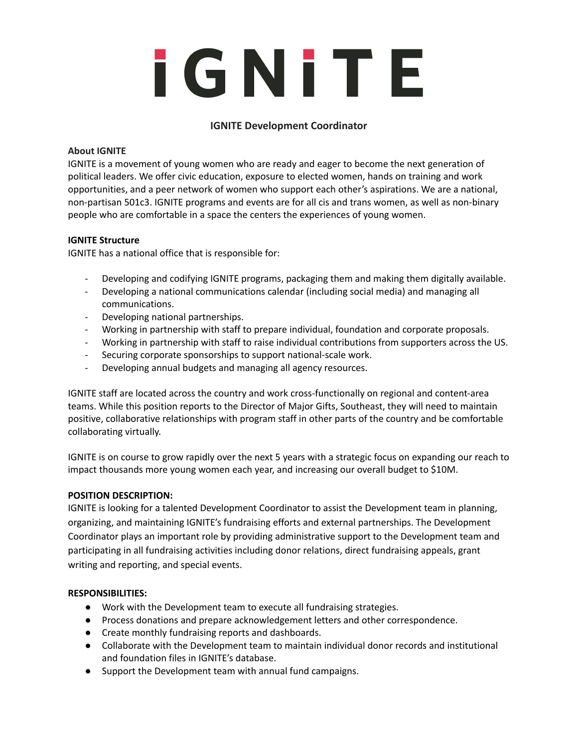# IGNITE

## IGNITE Development Coordinator

**About IGNITE**
IGNITE is a movement of young women who are ready and eager to become the next generation of political leaders. We offer civic education, exposure to elected women, hands on training and work opportunities, and a peer network of women who support each other's aspirations. We are a national, non-partisan 501c3. IGNITE programs and events are for all cis and trans women, as well as non-binary people who are comfortable in a space the centers the experiences of young women.

**IGNITE Structure**
IGNITE has a national office that is responsible for:

- Developing and codifying IGNITE programs, packaging them and making them digitally available.
- Developing a national communications calendar (including social media) and managing all communications.
- Developing national partnerships.
- Working in partnership with staff to prepare individual, foundation and corporate proposals.
- Working in partnership with staff to raise individual contributions from supporters across the US.
- Securing corporate sponsorships to support national-scale work.
- Developing annual budgets and managing all agency resources.

IGNITE staff are located across the country and work cross-functionally on regional and content-area teams. While this position reports to the Director of Major Gifts, Southeast, they will need to maintain positive, collaborative relationships with program staff in other parts of the country and be comfortable collaborating virtually.

IGNITE is on course to grow rapidly over the next 5 years with a strategic focus on expanding our reach to impact thousands more young women each year, and increasing our overall budget to $10M.

**POSITION DESCRIPTION:**
IGNITE is looking for a talented Development Coordinator to assist the Development team in planning, organizing, and maintaining IGNITE's fundraising efforts and external partnerships. The Development Coordinator plays an important role by providing administrative support to the Development team and participating in all fundraising activities including donor relations, direct fundraising appeals, grant writing and reporting, and special events.

**RESPONSIBILITIES:**

- Work with the Development team to execute all fundraising strategies.
- Process donations and prepare acknowledgement letters and other correspondence.
- Create monthly fundraising reports and dashboards.
- Collaborate with the Development team to maintain individual donor records and institutional and foundation files in IGNITE's database.
- Support the Development team with annual fund campaigns.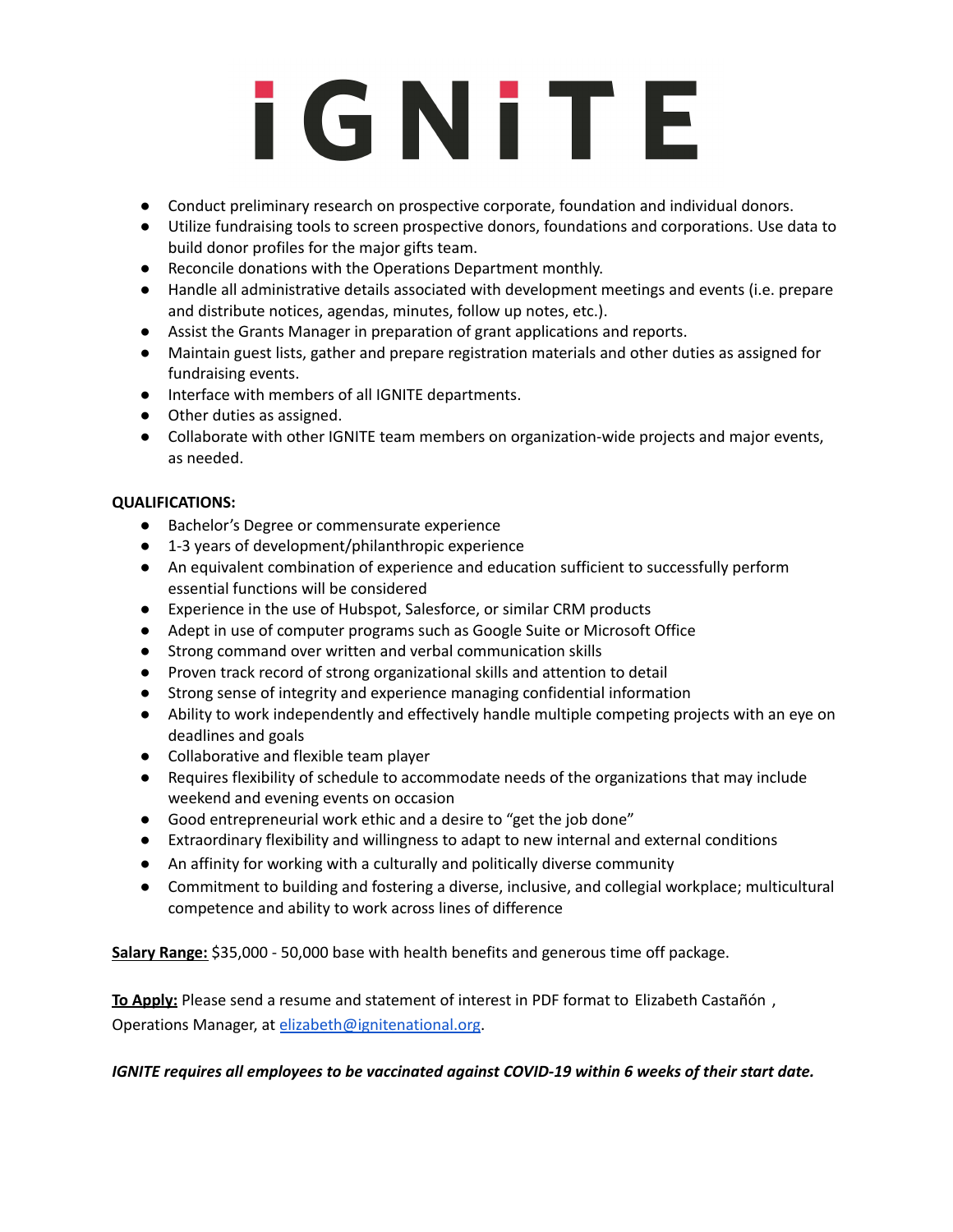# IGNITE

- Conduct preliminary research on prospective corporate, foundation and individual donors.
- Utilize fundraising tools to screen prospective donors, foundations and corporations. Use data to build donor profiles for the major gifts team.
- Reconcile donations with the Operations Department monthly.
- Handle all administrative details associated with development meetings and events (i.e. prepare and distribute notices, agendas, minutes, follow up notes, etc.).
- Assist the Grants Manager in preparation of grant applications and reports.
- Maintain guest lists, gather and prepare registration materials and other duties as assigned for fundraising events.
- Interface with members of all IGNITE departments.
- Other duties as assigned.
- Collaborate with other IGNITE team members on organization-wide projects and major events, as needed.

**QUALIFICATIONS:**

- Bachelor's Degree or commensurate experience
- 1-3 years of development/philanthropic experience
- An equivalent combination of experience and education sufficient to successfully perform essential functions will be considered
- Experience in the use of Hubspot, Salesforce, or similar CRM products
- Adept in use of computer programs such as Google Suite or Microsoft Office
- Strong command over written and verbal communication skills
- Proven track record of strong organizational skills and attention to detail
- Strong sense of integrity and experience managing confidential information
- Ability to work independently and effectively handle multiple competing projects with an eye on deadlines and goals
- Collaborative and flexible team player
- Requires flexibility of schedule to accommodate needs of the organizations that may include weekend and evening events on occasion
- Good entrepreneurial work ethic and a desire to "get the job done"
- Extraordinary flexibility and willingness to adapt to new internal and external conditions
- An affinity for working with a culturally and politically diverse community
- Commitment to building and fostering a diverse, inclusive, and collegial workplace; multicultural competence and ability to work across lines of difference

**Salary Range:** $35,000 - 50,000 base with health benefits and generous time off package.

**To Apply:** Please send a resume and statement of interest in PDF format to Elizabeth Castañón , Operations Manager, at elizabeth@ignitenational.org.

***IGNITE requires all employees to be vaccinated against COVID-19 within 6 weeks of their start date.***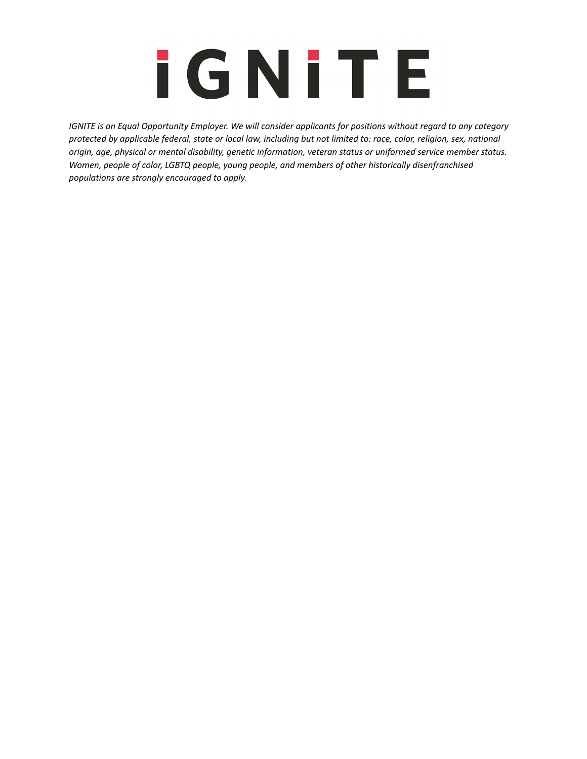# IGNITE

*IGNITE is an Equal Opportunity Employer. We will consider applicants for positions without regard to any category protected by applicable federal, state or local law, including but not limited to: race, color, religion, sex, national origin, age, physical or mental disability, genetic information, veteran status or uniformed service member status. Women, people of color, LGBTQ people, young people, and members of other historically disenfranchised populations are strongly encouraged to apply.*